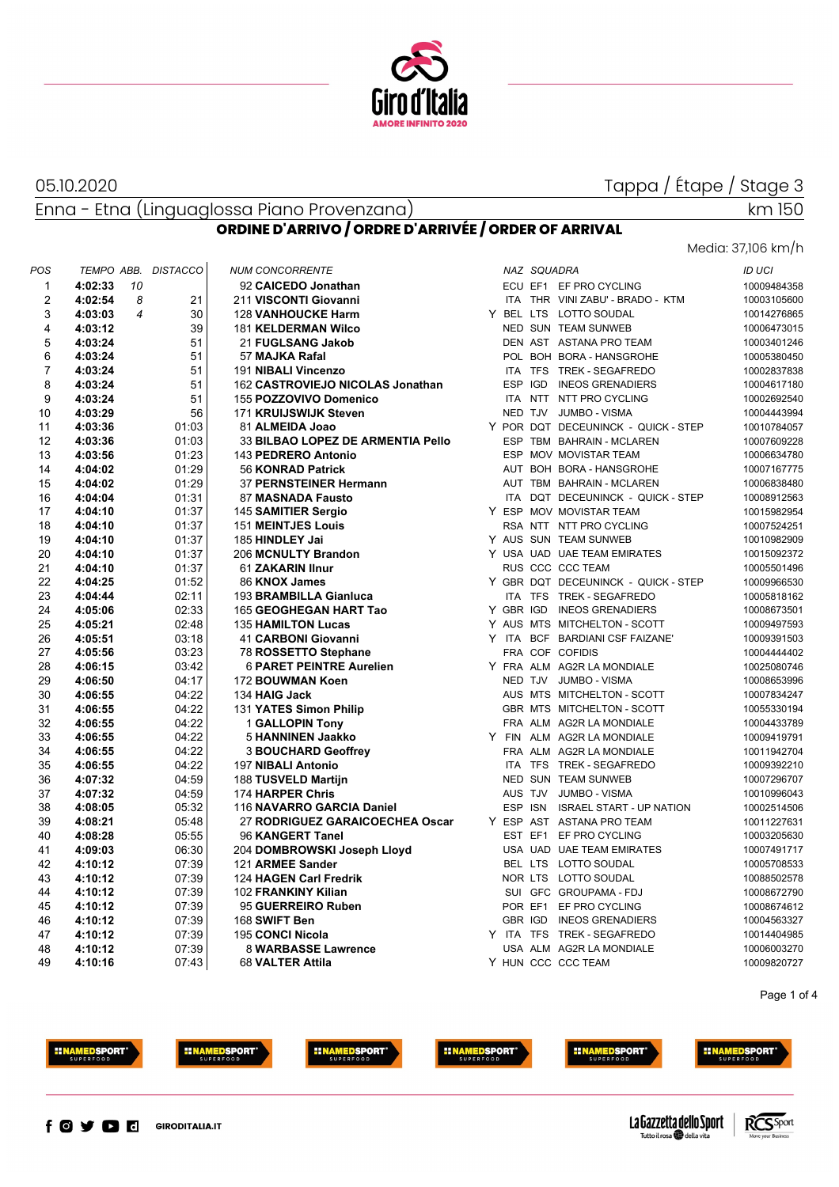05.10.2020

Tappa / Étape / Stage 3

Enna - Etna (Linguaglossa Piano Provenzana)

km 150

## ORDINE D'ARRIVO / ORDRE D'ARRIVÉE / ORDER OF ARRIVAL

Media: 37,106 km/h

| POS | TEMPO | ABB. | DISTACCO | NUM | CONCORRENTE | | NAZ | SQUADRA | | ID UCI |
|---|---|---|---|---|---|---|---|---|---|---|
| 1 | **4:02:33** | 10 | | 92 | **CAICEDO Jonathan** | | ECU | EF1 | EF PRO CYCLING | 10009484358 |
| 2 | **4:02:54** | 8 | 21 | 211 | **VISCONTI Giovanni** | | ITA | THR | VINI ZABU' - BRADO - KTM | 10003105600 |
| 3 | **4:03:03** | 4 | 30 | 128 | **VANHOUCKE Harm** | Y | BEL | LTS | LOTTO SOUDAL | 10014276865 |
| 4 | **4:03:12** | | 39 | 181 | **KELDERMAN Wilco** | | NED | SUN | TEAM SUNWEB | 10006473015 |
| 5 | **4:03:24** | | 51 | 21 | **FUGLSANG Jakob** | | DEN | AST | ASTANA PRO TEAM | 10003401246 |
| 6 | **4:03:24** | | 51 | 57 | **MAJKA Rafal** | | POL | BOH | BORA - HANSGROHE | 10005380450 |
| 7 | **4:03:24** | | 51 | 191 | **NIBALI Vincenzo** | | ITA | TFS | TREK - SEGAFREDO | 10002837838 |
| 8 | **4:03:24** | | 51 | 162 | **CASTROVIEJO NICOLAS Jonathan** | | ESP | IGD | INEOS GRENADIERS | 10004617180 |
| 9 | **4:03:24** | | 51 | 155 | **POZZOVIVO Domenico** | | ITA | NTT | NTT PRO CYCLING | 10002692540 |
| 10 | **4:03:29** | | 56 | 171 | **KRUIJSWIJK Steven** | | NED | TJV | JUMBO - VISMA | 10004443994 |
| 11 | **4:03:36** | | 01:03 | 81 | **ALMEIDA Joao** | Y | POR | DQT | DECEUNINCK - QUICK - STEP | 10010784057 |
| 12 | **4:03:36** | | 01:03 | 33 | **BILBAO LOPEZ DE ARMENTIA Pello** | | ESP | TBM | BAHRAIN - MCLAREN | 10007609228 |
| 13 | **4:03:56** | | 01:23 | 143 | **PEDRERO Antonio** | | ESP | MOV | MOVISTAR TEAM | 10006634780 |
| 14 | **4:04:02** | | 01:29 | 56 | **KONRAD Patrick** | | AUT | BOH | BORA - HANSGROHE | 10007167775 |
| 15 | **4:04:02** | | 01:29 | 37 | **PERNSTEINER Hermann** | | AUT | TBM | BAHRAIN - MCLAREN | 10006838480 |
| 16 | **4:04:04** | | 01:31 | 87 | **MASNADA Fausto** | | ITA | DQT | DECEUNINCK - QUICK - STEP | 10008912563 |
| 17 | **4:04:10** | | 01:37 | 145 | **SAMITIER Sergio** | Y | ESP | MOV | MOVISTAR TEAM | 10015982954 |
| 18 | **4:04:10** | | 01:37 | 151 | **MEINTJES Louis** | | RSA | NTT | NTT PRO CYCLING | 10007524251 |
| 19 | **4:04:10** | | 01:37 | 185 | **HINDLEY Jai** | Y | AUS | SUN | TEAM SUNWEB | 10010982909 |
| 20 | **4:04:10** | | 01:37 | 206 | **MCNULTY Brandon** | Y | USA | UAD | UAE TEAM EMIRATES | 10015092372 |
| 21 | **4:04:10** | | 01:37 | 61 | **ZAKARIN Ilnur** | | RUS | CCC | CCC TEAM | 10005501496 |
| 22 | **4:04:25** | | 01:52 | 86 | **KNOX James** | Y | GBR | DQT | DECEUNINCK - QUICK - STEP | 10009966530 |
| 23 | **4:04:44** | | 02:11 | 193 | **BRAMBILLA Gianluca** | | ITA | TFS | TREK - SEGAFREDO | 10005818162 |
| 24 | **4:05:06** | | 02:33 | 165 | **GEOGHEGAN HART Tao** | Y | GBR | IGD | INEOS GRENADIERS | 10008673501 |
| 25 | **4:05:21** | | 02:48 | 135 | **HAMILTON Lucas** | Y | AUS | MTS | MITCHELTON - SCOTT | 10009497593 |
| 26 | **4:05:51** | | 03:18 | 41 | **CARBONI Giovanni** | Y | ITA | BCF | BARDIANI CSF FAIZANE' | 10009391503 |
| 27 | **4:05:56** | | 03:23 | 78 | **ROSSETTO Stephane** | | FRA | COF | COFIDIS | 10004444402 |
| 28 | **4:06:15** | | 03:42 | 6 | **PARET PEINTRE Aurelien** | Y | FRA | ALM | AG2R LA MONDIALE | 10025080746 |
| 29 | **4:06:50** | | 04:17 | 172 | **BOUWMAN Koen** | | NED | TJV | JUMBO - VISMA | 10008653996 |
| 30 | **4:06:55** | | 04:22 | 134 | **HAIG Jack** | | AUS | MTS | MITCHELTON - SCOTT | 10007834247 |
| 31 | **4:06:55** | | 04:22 | 131 | **YATES Simon Philip** | | GBR | MTS | MITCHELTON - SCOTT | 10055330194 |
| 32 | **4:06:55** | | 04:22 | 1 | **GALLOPIN Tony** | | FRA | ALM | AG2R LA MONDIALE | 10004433789 |
| 33 | **4:06:55** | | 04:22 | 5 | **HANNINEN Jaakko** | Y | FIN | ALM | AG2R LA MONDIALE | 10009419791 |
| 34 | **4:06:55** | | 04:22 | 3 | **BOUCHARD Geoffrey** | | FRA | ALM | AG2R LA MONDIALE | 10011942704 |
| 35 | **4:06:55** | | 04:22 | 197 | **NIBALI Antonio** | | ITA | TFS | TREK - SEGAFREDO | 10009392210 |
| 36 | **4:07:32** | | 04:59 | 188 | **TUSVELD Martijn** | | NED | SUN | TEAM SUNWEB | 10007296707 |
| 37 | **4:07:32** | | 04:59 | 174 | **HARPER Chris** | | AUS | TJV | JUMBO - VISMA | 10010996043 |
| 38 | **4:08:05** | | 05:32 | 116 | **NAVARRO GARCIA Daniel** | | ESP | ISN | ISRAEL START - UP NATION | 10002514506 |
| 39 | **4:08:21** | | 05:48 | 27 | **RODRIGUEZ GARAICOECHEA Oscar** | Y | ESP | AST | ASTANA PRO TEAM | 10011227631 |
| 40 | **4:08:28** | | 05:55 | 96 | **KANGERT Tanel** | | EST | EF1 | EF PRO CYCLING | 10003205630 |
| 41 | **4:09:03** | | 06:30 | 204 | **DOMBROWSKI Joseph Lloyd** | | USA | UAD | UAE TEAM EMIRATES | 10007491717 |
| 42 | **4:10:12** | | 07:39 | 121 | **ARMEE Sander** | | BEL | LTS | LOTTO SOUDAL | 10005708533 |
| 43 | **4:10:12** | | 07:39 | 124 | **HAGEN Carl Fredrik** | | NOR | LTS | LOTTO SOUDAL | 10088502578 |
| 44 | **4:10:12** | | 07:39 | 102 | **FRANKINY Kilian** | | SUI | GFC | GROUPAMA - FDJ | 10008672790 |
| 45 | **4:10:12** | | 07:39 | 95 | **GUERREIRO Ruben** | | POR | EF1 | EF PRO CYCLING | 10008674612 |
| 46 | **4:10:12** | | 07:39 | 168 | **SWIFT Ben** | | GBR | IGD | INEOS GRENADIERS | 10004563327 |
| 47 | **4:10:12** | | 07:39 | 195 | **CONCI Nicola** | Y | ITA | TFS | TREK - SEGAFREDO | 10014404985 |
| 48 | **4:10:12** | | 07:39 | 8 | **WARBASSE Lawrence** | | USA | ALM | AG2R LA MONDIALE | 10006003270 |
| 49 | **4:10:16** | | 07:43 | 68 | **VALTER Attila** | Y | HUN | CCC | CCC TEAM | 10009820727 |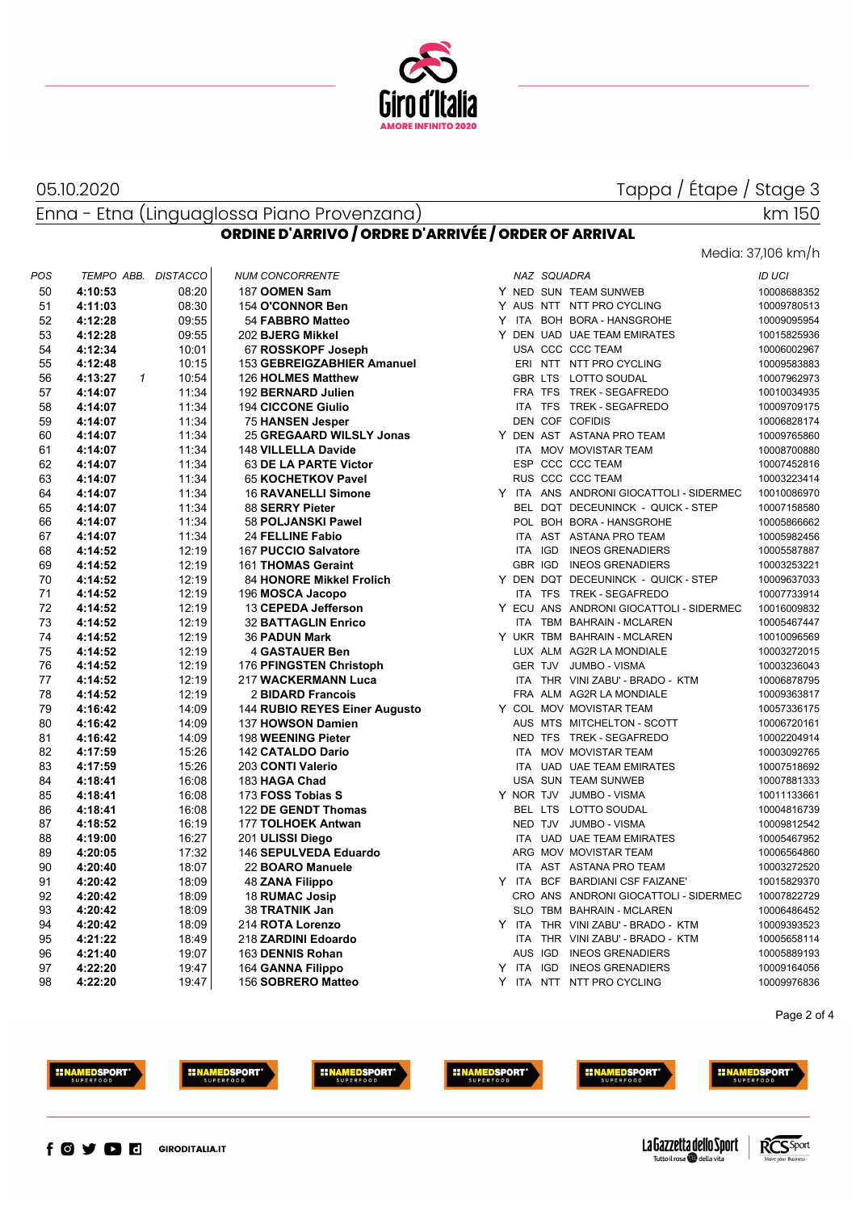05.10.2020

Tappa / Étape / Stage 3

Enna - Etna (Linguaglossa Piano Provenzana)

km 150

## ORDINE D'ARRIVO / ORDRE D'ARRIVÉE / ORDER OF ARRIVAL

Media: 37,106 km/h

| POS | TEMPO | ABB. | DISTACCO | NUM | CONCORRENTE | | NAZ | SQUADRA | | ID UCI |
|---|---|---|---|---|---|---|---|---|---|---|
| 50 | **4:10:53** | | 08:20 | 187 | **OOMEN Sam** | Y | NED | SUN | TEAM SUNWEB | 10008688352 |
| 51 | **4:11:03** | | 08:30 | 154 | **O'CONNOR Ben** | Y | AUS | NTT | NTT PRO CYCLING | 10009780513 |
| 52 | **4:12:28** | | 09:55 | 54 | **FABBRO Matteo** | Y | ITA | BOH | BORA - HANSGROHE | 10009095954 |
| 53 | **4:12:28** | | 09:55 | 202 | **BJERG Mikkel** | Y | DEN | UAD | UAE TEAM EMIRATES | 10015825936 |
| 54 | **4:12:34** | | 10:01 | 67 | **ROSSKOPF Joseph** | | USA | CCC | CCC TEAM | 10006002967 |
| 55 | **4:12:48** | | 10:15 | 153 | **GEBREIGZABHIER Amanuel** | | ERI | NTT | NTT PRO CYCLING | 10009583883 |
| 56 | **4:13:27** | 1 | 10:54 | 126 | **HOLMES Matthew** | | GBR | LTS | LOTTO SOUDAL | 10007962973 |
| 57 | **4:14:07** | | 11:34 | 192 | **BERNARD Julien** | | FRA | TFS | TREK - SEGAFREDO | 10010034935 |
| 58 | **4:14:07** | | 11:34 | 194 | **CICCONE Giulio** | | ITA | TFS | TREK - SEGAFREDO | 10009709175 |
| 59 | **4:14:07** | | 11:34 | 75 | **HANSEN Jesper** | | DEN | COF | COFIDIS | 10006828174 |
| 60 | **4:14:07** | | 11:34 | 25 | **GREGAARD WILSLY Jonas** | Y | DEN | AST | ASTANA PRO TEAM | 10009765860 |
| 61 | **4:14:07** | | 11:34 | 148 | **VILLELLA Davide** | | ITA | MOV | MOVISTAR TEAM | 10008700880 |
| 62 | **4:14:07** | | 11:34 | 63 | **DE LA PARTE Victor** | | ESP | CCC | CCC TEAM | 10007452816 |
| 63 | **4:14:07** | | 11:34 | 65 | **KOCHETKOV Pavel** | | RUS | CCC | CCC TEAM | 10003233414 |
| 64 | **4:14:07** | | 11:34 | 16 | **RAVANELLI Simone** | Y | ITA | ANS | ANDRONI GIOCATTOLI - SIDERMEC | 10010086970 |
| 65 | **4:14:07** | | 11:34 | 88 | **SERRY Pieter** | | BEL | DQT | DECEUNINCK - QUICK - STEP | 10007158580 |
| 66 | **4:14:07** | | 11:34 | 58 | **POLJANSKI Pawel** | | POL | BOH | BORA - HANSGROHE | 10005866662 |
| 67 | **4:14:07** | | 11:34 | 24 | **FELLINE Fabio** | | ITA | AST | ASTANA PRO TEAM | 10005982456 |
| 68 | **4:14:52** | | 12:19 | 167 | **PUCCIO Salvatore** | | ITA | IGD | INEOS GRENADIERS | 10005587887 |
| 69 | **4:14:52** | | 12:19 | 161 | **THOMAS Geraint** | | GBR | IGD | INEOS GRENADIERS | 10003253221 |
| 70 | **4:14:52** | | 12:19 | 84 | **HONORE Mikkel Frolich** | Y | DEN | DQT | DECEUNINCK - QUICK - STEP | 10009637033 |
| 71 | **4:14:52** | | 12:19 | 196 | **MOSCA Jacopo** | | ITA | TFS | TREK - SEGAFREDO | 10007733914 |
| 72 | **4:14:52** | | 12:19 | 13 | **CEPEDA Jefferson** | Y | ECU | ANS | ANDRONI GIOCATTOLI - SIDERMEC | 10016009832 |
| 73 | **4:14:52** | | 12:19 | 32 | **BATTAGLIN Enrico** | | ITA | TBM | BAHRAIN - MCLAREN | 10005467447 |
| 74 | **4:14:52** | | 12:19 | 36 | **PADUN Mark** | Y | UKR | TBM | BAHRAIN - MCLAREN | 10010096569 |
| 75 | **4:14:52** | | 12:19 | 4 | **GASTAUER Ben** | | LUX | ALM | AG2R LA MONDIALE | 10003272015 |
| 76 | **4:14:52** | | 12:19 | 176 | **PFINGSTEN Christoph** | | GER | TJV | JUMBO - VISMA | 10003236043 |
| 77 | **4:14:52** | | 12:19 | 217 | **WACKERMANN Luca** | | ITA | THR | VINI ZABU' - BRADO - KTM | 10006878795 |
| 78 | **4:14:52** | | 12:19 | 2 | **BIDARD Francois** | | FRA | ALM | AG2R LA MONDIALE | 10009363817 |
| 79 | **4:16:42** | | 14:09 | 144 | **RUBIO REYES Einer Augusto** | Y | COL | MOV | MOVISTAR TEAM | 10057336175 |
| 80 | **4:16:42** | | 14:09 | 137 | **HOWSON Damien** | | AUS | MTS | MITCHELTON - SCOTT | 10006720161 |
| 81 | **4:16:42** | | 14:09 | 198 | **WEENING Pieter** | | NED | TFS | TREK - SEGAFREDO | 10002204914 |
| 82 | **4:17:59** | | 15:26 | 142 | **CATALDO Dario** | | ITA | MOV | MOVISTAR TEAM | 10003092765 |
| 83 | **4:17:59** | | 15:26 | 203 | **CONTI Valerio** | | ITA | UAD | UAE TEAM EMIRATES | 10007518692 |
| 84 | **4:18:41** | | 16:08 | 183 | **HAGA Chad** | | USA | SUN | TEAM SUNWEB | 10007881333 |
| 85 | **4:18:41** | | 16:08 | 173 | **FOSS Tobias S** | Y | NOR | TJV | JUMBO - VISMA | 10011133661 |
| 86 | **4:18:41** | | 16:08 | 122 | **DE GENDT Thomas** | | BEL | LTS | LOTTO SOUDAL | 10004816739 |
| 87 | **4:18:52** | | 16:19 | 177 | **TOLHOEK Antwan** | | NED | TJV | JUMBO - VISMA | 10009812542 |
| 88 | **4:19:00** | | 16:27 | 201 | **ULISSI Diego** | | ITA | UAD | UAE TEAM EMIRATES | 10005467952 |
| 89 | **4:20:05** | | 17:32 | 146 | **SEPULVEDA Eduardo** | | ARG | MOV | MOVISTAR TEAM | 10006564860 |
| 90 | **4:20:40** | | 18:07 | 22 | **BOARO Manuele** | | ITA | AST | ASTANA PRO TEAM | 10003272520 |
| 91 | **4:20:42** | | 18:09 | 48 | **ZANA Filippo** | Y | ITA | BCF | BARDIANI CSF FAIZANE' | 10015829370 |
| 92 | **4:20:42** | | 18:09 | 18 | **RUMAC Josip** | | CRO | ANS | ANDRONI GIOCATTOLI - SIDERMEC | 10007822729 |
| 93 | **4:20:42** | | 18:09 | 38 | **TRATNIK Jan** | | SLO | TBM | BAHRAIN - MCLAREN | 10006486452 |
| 94 | **4:20:42** | | 18:09 | 214 | **ROTA Lorenzo** | Y | ITA | THR | VINI ZABU' - BRADO - KTM | 10009393523 |
| 95 | **4:21:22** | | 18:49 | 218 | **ZARDINI Edoardo** | | ITA | THR | VINI ZABU' - BRADO - KTM | 10005658114 |
| 96 | **4:21:40** | | 19:07 | 163 | **DENNIS Rohan** | | AUS | IGD | INEOS GRENADIERS | 10005889193 |
| 97 | **4:22:20** | | 19:47 | 164 | **GANNA Filippo** | Y | ITA | IGD | INEOS GRENADIERS | 10009164056 |
| 98 | **4:22:20** | | 19:47 | 156 | **SOBRERO Matteo** | Y | ITA | NTT | NTT PRO CYCLING | 10009976836 |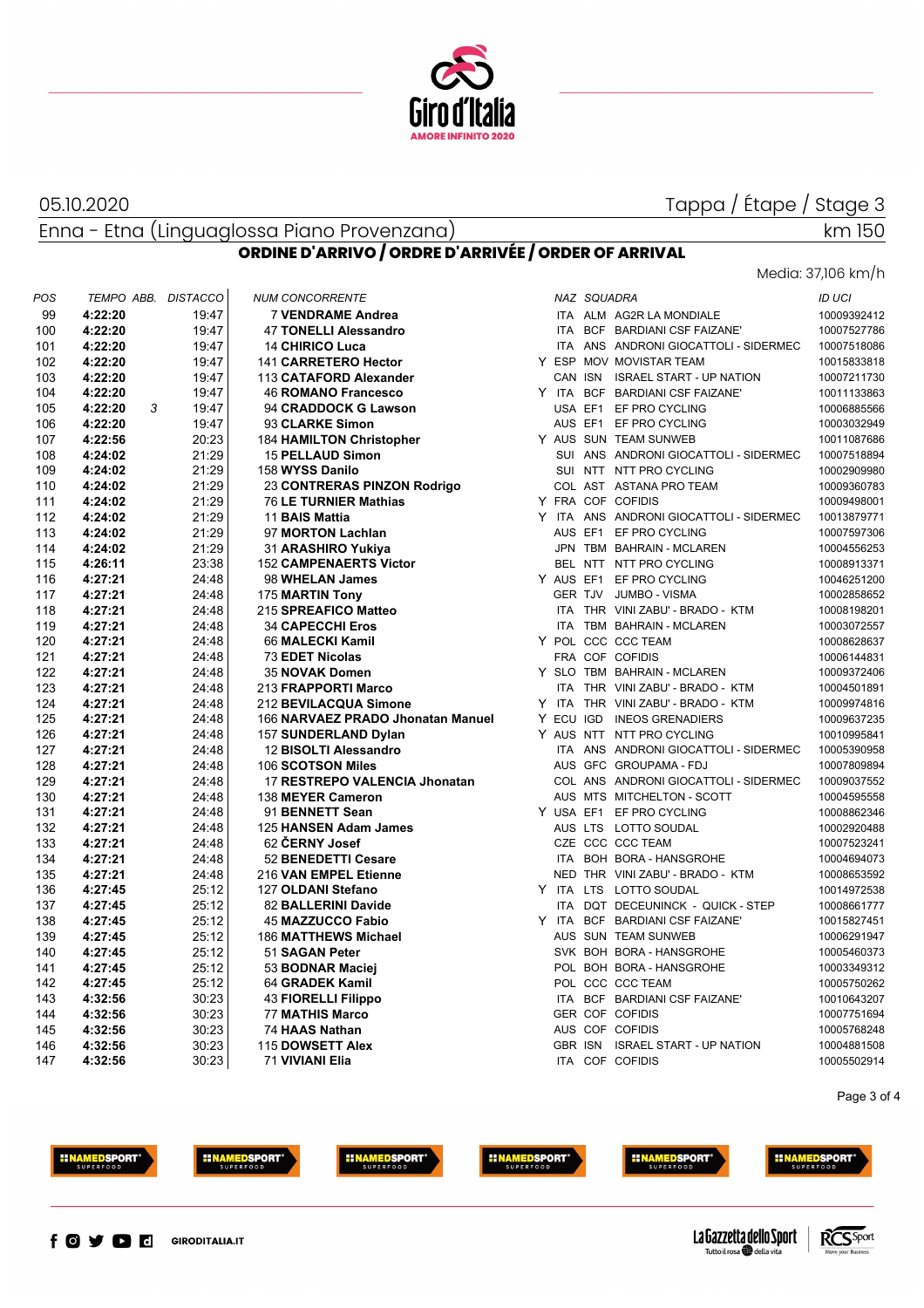05.10.2020

Tappa / Étape / Stage 3

Enna - Etna (Linguaglossa Piano Provenzana)

km 150

## ORDINE D'ARRIVO / ORDRE D'ARRIVÉE / ORDER OF ARRIVAL

Media: 37,106 km/h

| POS | TEMPO | ABB. | DISTACCO | NUM | CONCORRENTE | | NAZ | SQUADRA | | ID UCI |
|---|---|---|---|---|---|---|---|---|---|---|
| 99 | **4:22:20** | | 19:47 | 7 | **VENDRAME Andrea** | | ITA | ALM | AG2R LA MONDIALE | 10009392412 |
| 100 | **4:22:20** | | 19:47 | 47 | **TONELLI Alessandro** | | ITA | BCF | BARDIANI CSF FAIZANE' | 10007527786 |
| 101 | **4:22:20** | | 19:47 | 14 | **CHIRICO Luca** | | ITA | ANS | ANDRONI GIOCATTOLI - SIDERMEC | 10007518086 |
| 102 | **4:22:20** | | 19:47 | 141 | **CARRETERO Hector** | Y | ESP | MOV | MOVISTAR TEAM | 10015833818 |
| 103 | **4:22:20** | | 19:47 | 113 | **CATAFORD Alexander** | | CAN | ISN | ISRAEL START - UP NATION | 10007211730 |
| 104 | **4:22:20** | | 19:47 | 46 | **ROMANO Francesco** | Y | ITA | BCF | BARDIANI CSF FAIZANE' | 10011133863 |
| 105 | **4:22:20** | 3 | 19:47 | 94 | **CRADDOCK G Lawson** | | USA | EF1 | EF PRO CYCLING | 10006885566 |
| 106 | **4:22:20** | | 19:47 | 93 | **CLARKE Simon** | | AUS | EF1 | EF PRO CYCLING | 10003032949 |
| 107 | **4:22:56** | | 20:23 | 184 | **HAMILTON Christopher** | Y | AUS | SUN | TEAM SUNWEB | 10011087686 |
| 108 | **4:24:02** | | 21:29 | 15 | **PELLAUD Simon** | | SUI | ANS | ANDRONI GIOCATTOLI - SIDERMEC | 10007518894 |
| 109 | **4:24:02** | | 21:29 | 158 | **WYSS Danilo** | | SUI | NTT | NTT PRO CYCLING | 10002909980 |
| 110 | **4:24:02** | | 21:29 | 23 | **CONTRERAS PINZON Rodrigo** | | COL | AST | ASTANA PRO TEAM | 10009360783 |
| 111 | **4:24:02** | | 21:29 | 76 | **LE TURNIER Mathias** | Y | FRA | COF | COFIDIS | 10009498001 |
| 112 | **4:24:02** | | 21:29 | 11 | **BAIS Mattia** | Y | ITA | ANS | ANDRONI GIOCATTOLI - SIDERMEC | 10013879771 |
| 113 | **4:24:02** | | 21:29 | 97 | **MORTON Lachlan** | | AUS | EF1 | EF PRO CYCLING | 10007597306 |
| 114 | **4:24:02** | | 21:29 | 31 | **ARASHIRO Yukiya** | | JPN | TBM | BAHRAIN - MCLAREN | 10004556253 |
| 115 | **4:26:11** | | 23:38 | 152 | **CAMPENAERTS Victor** | | BEL | NTT | NTT PRO CYCLING | 10008913371 |
| 116 | **4:27:21** | | 24:48 | 98 | **WHELAN James** | Y | AUS | EF1 | EF PRO CYCLING | 10046251200 |
| 117 | **4:27:21** | | 24:48 | 175 | **MARTIN Tony** | | GER | TJV | JUMBO - VISMA | 10002858652 |
| 118 | **4:27:21** | | 24:48 | 215 | **SPREAFICO Matteo** | | ITA | THR | VINI ZABU' - BRADO - KTM | 10008198201 |
| 119 | **4:27:21** | | 24:48 | 34 | **CAPECCHI Eros** | | ITA | TBM | BAHRAIN - MCLAREN | 10003072557 |
| 120 | **4:27:21** | | 24:48 | 66 | **MALECKI Kamil** | Y | POL | CCC | CCC TEAM | 10008628637 |
| 121 | **4:27:21** | | 24:48 | 73 | **EDET Nicolas** | | FRA | COF | COFIDIS | 10006144831 |
| 122 | **4:27:21** | | 24:48 | 35 | **NOVAK Domen** | Y | SLO | TBM | BAHRAIN - MCLAREN | 10009372406 |
| 123 | **4:27:21** | | 24:48 | 213 | **FRAPPORTI Marco** | | ITA | THR | VINI ZABU' - BRADO - KTM | 10004501891 |
| 124 | **4:27:21** | | 24:48 | 212 | **BEVILACQUA Simone** | Y | ITA | THR | VINI ZABU' - BRADO - KTM | 10009974816 |
| 125 | **4:27:21** | | 24:48 | 166 | **NARVAEZ PRADO Jhonatan Manuel** | Y | ECU | IGD | INEOS GRENADIERS | 10009637235 |
| 126 | **4:27:21** | | 24:48 | 157 | **SUNDERLAND Dylan** | Y | AUS | NTT | NTT PRO CYCLING | 10010995841 |
| 127 | **4:27:21** | | 24:48 | 12 | **BISOLTI Alessandro** | | ITA | ANS | ANDRONI GIOCATTOLI - SIDERMEC | 10005390958 |
| 128 | **4:27:21** | | 24:48 | 106 | **SCOTSON Miles** | | AUS | GFC | GROUPAMA - FDJ | 10007809894 |
| 129 | **4:27:21** | | 24:48 | 17 | **RESTREPO VALENCIA Jhonatan** | | COL | ANS | ANDRONI GIOCATTOLI - SIDERMEC | 10009037552 |
| 130 | **4:27:21** | | 24:48 | 138 | **MEYER Cameron** | | AUS | MTS | MITCHELTON - SCOTT | 10004595558 |
| 131 | **4:27:21** | | 24:48 | 91 | **BENNETT Sean** | Y | USA | EF1 | EF PRO CYCLING | 10008862346 |
| 132 | **4:27:21** | | 24:48 | 125 | **HANSEN Adam James** | | AUS | LTS | LOTTO SOUDAL | 10002920488 |
| 133 | **4:27:21** | | 24:48 | 62 | **ČERNY Josef** | | CZE | CCC | CCC TEAM | 10007523241 |
| 134 | **4:27:21** | | 24:48 | 52 | **BENEDETTI Cesare** | | ITA | BOH | BORA - HANSGROHE | 10004694073 |
| 135 | **4:27:21** | | 24:48 | 216 | **VAN EMPEL Etienne** | | NED | THR | VINI ZABU' - BRADO - KTM | 10008653592 |
| 136 | **4:27:45** | | 25:12 | 127 | **OLDANI Stefano** | Y | ITA | LTS | LOTTO SOUDAL | 10014972538 |
| 137 | **4:27:45** | | 25:12 | 82 | **BALLERINI Davide** | | ITA | DQT | DECEUNINCK - QUICK - STEP | 10008661777 |
| 138 | **4:27:45** | | 25:12 | 45 | **MAZZUCCO Fabio** | Y | ITA | BCF | BARDIANI CSF FAIZANE' | 10015827451 |
| 139 | **4:27:45** | | 25:12 | 186 | **MATTHEWS Michael** | | AUS | SUN | TEAM SUNWEB | 10006291947 |
| 140 | **4:27:45** | | 25:12 | 51 | **SAGAN Peter** | | SVK | BOH | BORA - HANSGROHE | 10005460373 |
| 141 | **4:27:45** | | 25:12 | 53 | **BODNAR Maciej** | | POL | BOH | BORA - HANSGROHE | 10003349312 |
| 142 | **4:27:45** | | 25:12 | 64 | **GRADEK Kamil** | | POL | CCC | CCC TEAM | 10005750262 |
| 143 | **4:32:56** | | 30:23 | 43 | **FIORELLI Filippo** | | ITA | BCF | BARDIANI CSF FAIZANE' | 10010643207 |
| 144 | **4:32:56** | | 30:23 | 77 | **MATHIS Marco** | | GER | COF | COFIDIS | 10007751694 |
| 145 | **4:32:56** | | 30:23 | 74 | **HAAS Nathan** | | AUS | COF | COFIDIS | 10005768248 |
| 146 | **4:32:56** | | 30:23 | 115 | **DOWSETT Alex** | | GBR | ISN | ISRAEL START - UP NATION | 10004881508 |
| 147 | **4:32:56** | | 30:23 | 71 | **VIVIANI Elia** | | ITA | COF | COFIDIS | 10005502914 |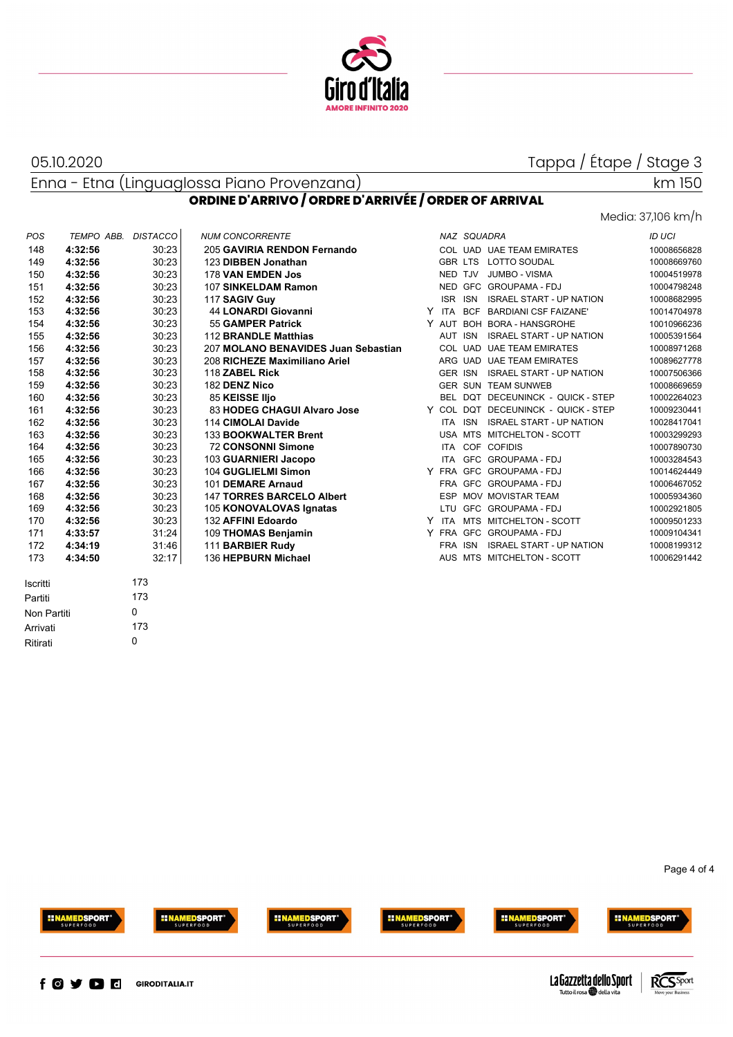05.10.2020

Tappa / Étape / Stage 3

Enna - Etna (Linguaglossa Piano Provenzana)

km 150

## ORDINE D'ARRIVO / ORDRE D'ARRIVÉE / ORDER OF ARRIVAL

Media: 37,106 km/h

| POS | TEMPO | ABB. | DISTACCO | NUM | CONCORRENTE | | NAZ | SQUADRA | | ID UCI |
|---|---|---|---|---|---|---|---|---|---|---|
| 148 | **4:32:56** | | 30:23 | 205 | **GAVIRIA RENDON Fernando** | | COL | UAD | UAE TEAM EMIRATES | 10008656828 |
| 149 | **4:32:56** | | 30:23 | 123 | **DIBBEN Jonathan** | | GBR | LTS | LOTTO SOUDAL | 10008669760 |
| 150 | **4:32:56** | | 30:23 | 178 | **VAN EMDEN Jos** | | NED | TJV | JUMBO - VISMA | 10004519978 |
| 151 | **4:32:56** | | 30:23 | 107 | **SINKELDAM Ramon** | | NED | GFC | GROUPAMA - FDJ | 10004798248 |
| 152 | **4:32:56** | | 30:23 | 117 | **SAGIV Guy** | | ISR | ISN | ISRAEL START - UP NATION | 10008682995 |
| 153 | **4:32:56** | | 30:23 | 44 | **LONARDI Giovanni** | Y | ITA | BCF | BARDIANI CSF FAIZANE' | 10014704978 |
| 154 | **4:32:56** | | 30:23 | 55 | **GAMPER Patrick** | Y | AUT | BOH | BORA - HANSGROHE | 10010966236 |
| 155 | **4:32:56** | | 30:23 | 112 | **BRANDLE Matthias** | | AUT | ISN | ISRAEL START - UP NATION | 10005391564 |
| 156 | **4:32:56** | | 30:23 | 207 | **MOLANO BENAVIDES Juan Sebastian** | | COL | UAD | UAE TEAM EMIRATES | 10008971268 |
| 157 | **4:32:56** | | 30:23 | 208 | **RICHEZE Maximiliano Ariel** | | ARG | UAD | UAE TEAM EMIRATES | 10089627778 |
| 158 | **4:32:56** | | 30:23 | 118 | **ZABEL Rick** | | GER | ISN | ISRAEL START - UP NATION | 10007506366 |
| 159 | **4:32:56** | | 30:23 | 182 | **DENZ Nico** | | GER | SUN | TEAM SUNWEB | 10008669659 |
| 160 | **4:32:56** | | 30:23 | 85 | **KEISSE Iljo** | | BEL | DQT | DECEUNINCK - QUICK - STEP | 10002264023 |
| 161 | **4:32:56** | | 30:23 | 83 | **HODEG CHAGUI Alvaro Jose** | Y | COL | DQT | DECEUNINCK - QUICK - STEP | 10009230441 |
| 162 | **4:32:56** | | 30:23 | 114 | **CIMOLAI Davide** | | ITA | ISN | ISRAEL START - UP NATION | 10028417041 |
| 163 | **4:32:56** | | 30:23 | 133 | **BOOKWALTER Brent** | | USA | MTS | MITCHELTON - SCOTT | 10003299293 |
| 164 | **4:32:56** | | 30:23 | 72 | **CONSONNI Simone** | | ITA | COF | COFIDIS | 10007890730 |
| 165 | **4:32:56** | | 30:23 | 103 | **GUARNIERI Jacopo** | | ITA | GFC | GROUPAMA - FDJ | 10003284543 |
| 166 | **4:32:56** | | 30:23 | 104 | **GUGLIELMI Simon** | Y | FRA | GFC | GROUPAMA - FDJ | 10014624449 |
| 167 | **4:32:56** | | 30:23 | 101 | **DEMARE Arnaud** | | FRA | GFC | GROUPAMA - FDJ | 10006467052 |
| 168 | **4:32:56** | | 30:23 | 147 | **TORRES BARCELO Albert** | | ESP | MOV | MOVISTAR TEAM | 10005934360 |
| 169 | **4:32:56** | | 30:23 | 105 | **KONOVALOVAS Ignatas** | | LTU | GFC | GROUPAMA - FDJ | 10002921805 |
| 170 | **4:32:56** | | 30:23 | 132 | **AFFINI Edoardo** | Y | ITA | MTS | MITCHELTON - SCOTT | 10009501233 |
| 171 | **4:33:57** | | 31:24 | 109 | **THOMAS Benjamin** | Y | FRA | GFC | GROUPAMA - FDJ | 10009104341 |
| 172 | **4:34:19** | | 31:46 | 111 | **BARBIER Rudy** | | FRA | ISN | ISRAEL START - UP NATION | 10008199312 |
| 173 | **4:34:50** | | 32:17 | 136 | **HEPBURN Michael** | | AUS | MTS | MITCHELTON - SCOTT | 10006291442 |

| | |
|---|---|
| Iscritti | 173 |
| Partiti | 173 |
| Non Partiti | 0 |
| Arrivati | 173 |
| Ritirati | 0 |

GIRODITALIA.IT